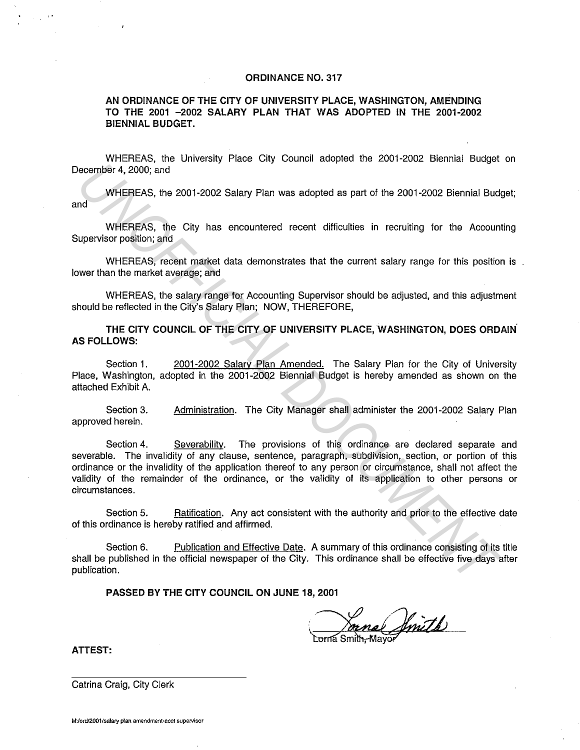# ORDINANCE NO. 317

## AN ORDINANCE OF THE CITY OF UNIVERSITY PLACE, WASHINGTON, AMENDING TO THE 2001 –2002 SALARY PLAN THAT WAS ADOPTED IN THE 2001-2002 BIENNIAL BUDGET.

WHEREAS, the University Place City Council adopted the 2001-2002 Biennial Budget on December 4, 2000; and

WHEREAS, the 2001-2002 Salary Plan was adopted as part of the 2001-2002 Biennial Budget; and

WHEREAS, the City has encountered recent difficulties in recruiting for the Accounting Supervisor position; and

WHEREAS, recent market data demonstrates that the current salary range for this position is lower than the market average; and

WHEREAS, the salary range for Accounting Supervisor should be adjusted, and this adjustment should be reflected in the City's Salary Plan; NOW, THEREFORE,

**THE CITY COUNCIL OF THE CITY OF UNIVERSITY PLACE, WASHINGTON, DOES ORDAIN AS FOLLOWS:**

Section 1. 2001-2002 Salary Plan Amended. The Salary Plan for the City of University Place, Washington, adopted in the 2001-2002 Biennial Budget is hereby amended as shown on the attached Exhibit A.

Section 3. Administration. The City Manager shall administer the 2001-2002 Salary Plan approved herein.

Section 4. Severability. The provisions of this ordinance are declared separate and severable. The invalidity of any clause, sentence, paragraph, subdivision, section, or portion of this ordinance or the invalidity of the application thereof to any person or circumstance, shall not affect the validity of the remainder of the ordinance, or the validity of its application to other persons or circumstances.

Section 5. Ratification. Any act consistent with the authority and prior to the effective date of this ordinance is hereby ratified and affirmed.

Section 6. Publication and Effective Date. A summary of this ordinance consisting of its title shall be published in the official newspaper of the City. This ordinance shall be effective five days after publication.

**PASSED BY THE CITY COUNCIL ON JUNE 18, 2001**

Lorna Smith, Mayor

**ATTEST:**

Catrina Craig, City Clerk

M:/ord/2001/salary plan amendment-acct supervisor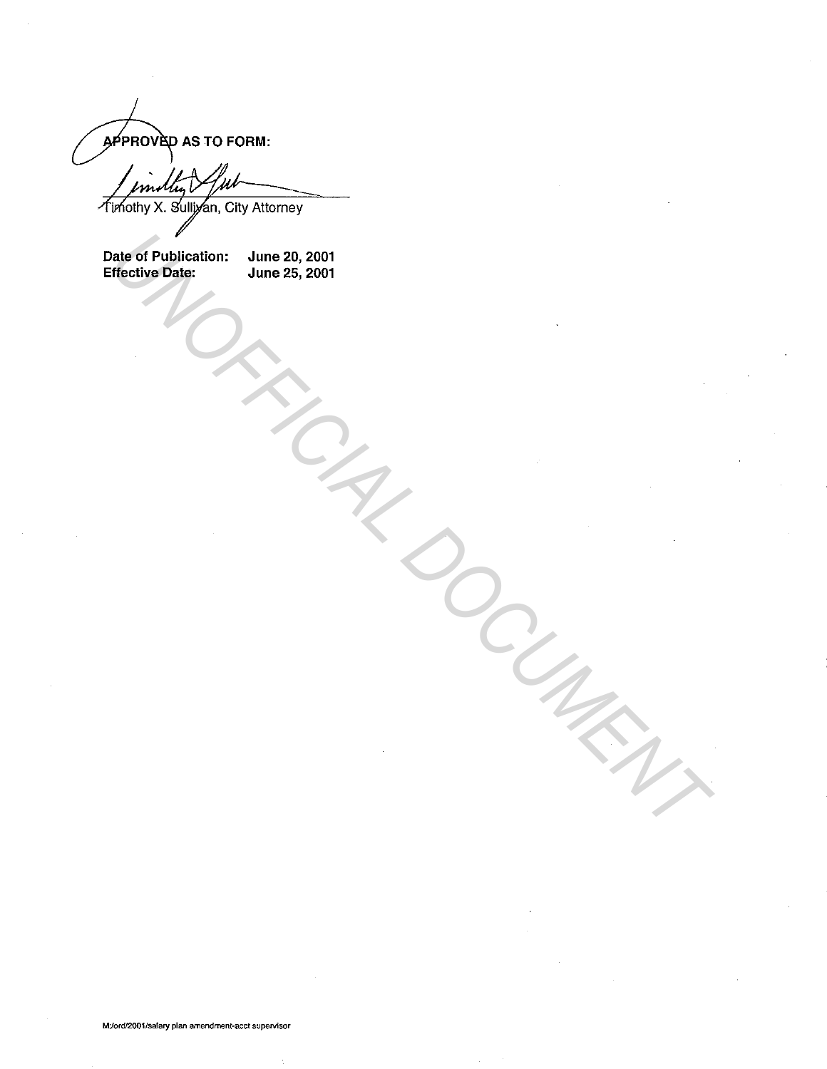**APPROVED AS TO FORM:**

Timothy X. Sullivan, City Attorney

| | |
|---|---|
| **Date of Publication:** | **June 20, 2001** |
| **Effective Date:** | **June 25, 2001** |

M:/ord/2001/salary plan amendment-acct supervisor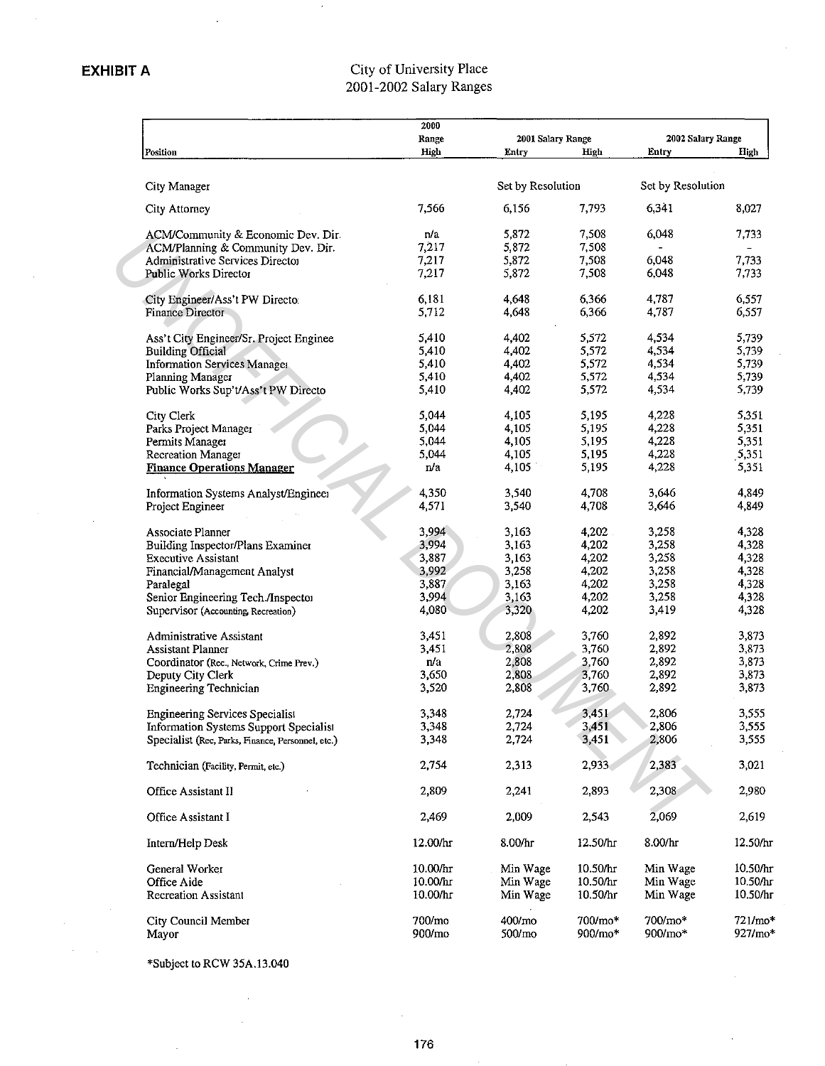**EXHIBIT A**

City of University Place
2001-2002 Salary Ranges

| Position | 2000 Range High | 2001 Salary Range Entry | 2001 Salary Range High | 2002 Salary Range Entry | 2002 Salary Range High |
|---|---|---|---|---|---|
| City Manager | | Set by Resolution | | Set by Resolution | |
| City Attorney | 7,566 | 6,156 | 7,793 | 6,341 | 8,027 |
| ACM/Community & Economic Dev. Dir. | n/a | 5,872 | 7,508 | 6,048 | 7,733 |
| ACM/Planning & Community Dev. Dir. | 7,217 | 5,872 | 7,508 | - | - |
| Administrative Services Director | 7,217 | 5,872 | 7,508 | 6,048 | 7,733 |
| Public Works Director | 7,217 | 5,872 | 7,508 | 6,048 | 7,733 |
| City Engineer/Ass't PW Director | 6,181 | 4,648 | 6,366 | 4,787 | 6,557 |
| Finance Director | 5,712 | 4,648 | 6,366 | 4,787 | 6,557 |
| Ass't City Engineer/Sr. Project Engineer | 5,410 | 4,402 | 5,572 | 4,534 | 5,739 |
| Building Official | 5,410 | 4,402 | 5,572 | 4,534 | 5,739 |
| Information Services Manager | 5,410 | 4,402 | 5,572 | 4,534 | 5,739 |
| Planning Manager | 5,410 | 4,402 | 5,572 | 4,534 | 5,739 |
| Public Works Sup't/Ass't PW Director | 5,410 | 4,402 | 5,572 | 4,534 | 5,739 |
| City Clerk | 5,044 | 4,105 | 5,195 | 4,228 | 5,351 |
| Parks Project Manager | 5,044 | 4,105 | 5,195 | 4,228 | 5,351 |
| Permits Manager | 5,044 | 4,105 | 5,195 | 4,228 | 5,351 |
| Recreation Manager | 5,044 | 4,105 | 5,195 | 4,228 | 5,351 |
| **Finance Operations Manager** | n/a | 4,105 | 5,195 | 4,228 | 5,351 |
| Information Systems Analyst/Engineer | 4,350 | 3,540 | 4,708 | 3,646 | 4,849 |
| Project Engineer | 4,571 | 3,540 | 4,708 | 3,646 | 4,849 |
| Associate Planner | 3,994 | 3,163 | 4,202 | 3,258 | 4,328 |
| Building Inspector/Plans Examiner | 3,994 | 3,163 | 4,202 | 3,258 | 4,328 |
| Executive Assistant | 3,887 | 3,163 | 4,202 | 3,258 | 4,328 |
| Financial/Management Analyst | 3,992 | 3,258 | 4,202 | 3,258 | 4,328 |
| Paralegal | 3,887 | 3,163 | 4,202 | 3,258 | 4,328 |
| Senior Engineering Tech./Inspector | 3,994 | 3,163 | 4,202 | 3,258 | 4,328 |
| Supervisor (Accounting, Recreation) | 4,080 | 3,320 | 4,202 | 3,419 | 4,328 |
| Administrative Assistant | 3,451 | 2,808 | 3,760 | 2,892 | 3,873 |
| Assistant Planner | 3,451 | 2,808 | 3,760 | 2,892 | 3,873 |
| Coordinator (Rec., Network, Crime Prev.) | n/a | 2,808 | 3,760 | 2,892 | 3,873 |
| Deputy City Clerk | 3,650 | 2,808 | 3,760 | 2,892 | 3,873 |
| Engineering Technician | 3,520 | 2,808 | 3,760 | 2,892 | 3,873 |
| Engineering Services Specialist | 3,348 | 2,724 | 3,451 | 2,806 | 3,555 |
| Information Systems Support Specialist | 3,348 | 2,724 | 3,451 | 2,806 | 3,555 |
| Specialist (Rec, Parks, Finance, Personnel, etc.) | 3,348 | 2,724 | 3,451 | 2,806 | 3,555 |
| Technician (Facility, Permit, etc.) | 2,754 | 2,313 | 2,933 | 2,383 | 3,021 |
| Office Assistant II | 2,809 | 2,241 | 2,893 | 2,308 | 2,980 |
| Office Assistant I | 2,469 | 2,009 | 2,543 | 2,069 | 2,619 |
| Intern/Help Desk | 12.00/hr | 8.00/hr | 12.50/hr | 8.00/hr | 12.50/hr |
| General Worker | 10.00/hr | Min Wage | 10.50/hr | Min Wage | 10.50/hr |
| Office Aide | 10.00/hr | Min Wage | 10.50/hr | Min Wage | 10.50/hr |
| Recreation Assistant | 10.00/hr | Min Wage | 10.50/hr | Min Wage | 10.50/hr |
| City Council Member | 700/mo | 400/mo | 700/mo* | 700/mo* | 721/mo* |
| Mayor | 900/mo | 500/mo | 900/mo* | 900/mo* | 927/mo* |

*Subject to RCW 35A.13.040